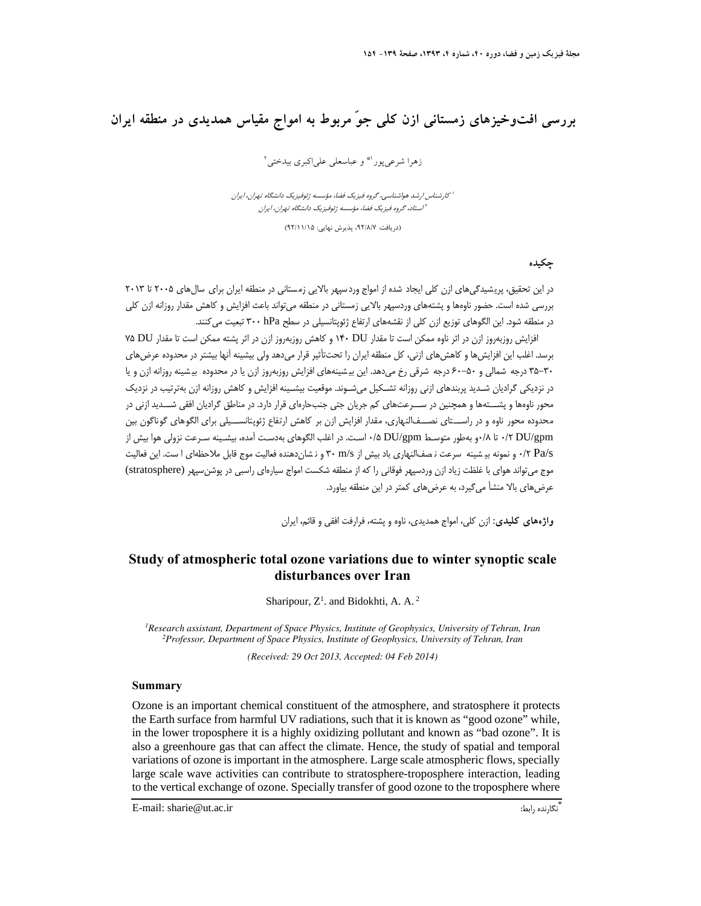# بررسی افت‌وخیزهای زمستانی ازن کلی جوّ مربوط به امواج مقیاس همدیدی در منطقه ایران

زهرا شرعی‌پور[۱]* و عباسعلی علی‌اکبری بیدختی[۲]

[۱] کارشناس ارشد هواشناسی، گروه فیزیک فضا، مؤسسه ژئوفیزیک دانشگاه تهران، ایران
[۲] استاد، گروه فیزیک فضا، مؤسسه ژئوفیزیک دانشگاه تهران، ایران

(دریافت: ۹۲/۸/۷، پذیرش نهایی: ۹۲/۱۱/۱۵)

## چکیده

در این تحقیق، پریشیدگی‌های ازن کلی ایجاد شده از امواج وردسپهر بالایی زمستانی در منطقه ایران برای سال‌های ۲۰۰۵ تا ۲۰۱۳ بررسی شده است. حضور ناوه‌ها و پشته‌های وردسپهر بالایی زمستانی در منطقه می‌تواند باعث افزایش و کاهش مقدار روزانه ازن کلی در منطقه شود. این الگوهای توزیع ازن کلی از نقشه‌های ارتفاع ژئوپتانسیلی در سطح ۳۰۰ hPa تبعیت می‌کنند.

افزایش روزبه‌روز ازن در اثر ناوه ممکن است تا مقدار ۱۴۰ DU و کاهش روزبه‌روز ازن در اثر پشته ممکن است تا مقدار ۷۵ DU برسد. اغلب این افزایش‌ها و کاهش‌های ازنی، کل منطقه ایران را تحت‌تأثیر قرار می‌دهد ولی بیشینه آنها بیشتر در محدوده عرض‌های ۳۰–۳۵ درجه شمالی و ۵۰–۶۰ درجه شرقی رخ می‌دهد. این بیشینه‌های افزایش روزبه‌روز ازن یا در محدوده بیشینه روزانه ازن و یا در نزدیکی گرادیان شدید پربندهای ازنی روزانه تشکیل می‌شوند. موقعیت بیشینه افزایش و کاهش روزانه ازن به‌ترتیب در نزدیک محور ناوه‌ها و پشته‌ها و همچنین در سرعت‌های کم جریان جتی جنب‌حاره‌ای قرار دارد. در مناطق گرادیان افقی شدید ازنی در محدوده محور ناوه و در راستای نصف‌النهاری، مقدار افزایش ازن بر کاهش ارتفاع ژئوپتانسیلی برای الگوهای گوناگون بین ۰/۲ DU/gpm تا ۰/۸ و به‌طور متوسط ۰/۵ DU/gpm است. در اغلب الگوهای به‌دست آمده، بیشینه سرعت نزولی هوا بیش از ۰/۲ Pa/s و نمونه بیشینه سرعت نصف‌النهاری باد بیش از ۳۰ m/s و نشان‌دهنده فعالیت موج قابل ملاحظه‌ای است. این فعالیت موج می‌تواند هوای با غلظت زیاد ازن وردسپهر فوقانی را که از منطقه شکست امواج سیاره‌ای راسبی در پوشن‌سپهر (stratosphere) عرض‌های بالا منشأ می‌گیرد، به عرض‌های کمتر در این منطقه بیاورد.

**واژه‌های کلیدی:** ازن کلی، امواج همدیدی، ناوه و پشته، فرارفت افقی و قائم، ایران

# Study of atmospheric total ozone variations due to winter synoptic scale disturbances over Iran

Sharipour, Z[1]. and Bidokhti, A. A.[2]

*[1]Research assistant, Department of Space Physics, Institute of Geophysics, University of Tehran, Iran*
*[2]Professor, Department of Space Physics, Institute of Geophysics, University of Tehran, Iran*

*(Received: 29 Oct 2013, Accepted: 04 Feb 2014)*

## Summary

Ozone is an important chemical constituent of the atmosphere, and stratosphere it protects the Earth surface from harmful UV radiations, such that it is known as "good ozone" while, in the lower troposphere it is a highly oxidizing pollutant and known as "bad ozone". It is also a greenhoure gas that can affect the climate. Hence, the study of spatial and temporal variations of ozone is important in the atmosphere. Large scale atmospheric flows, specially large scale wave activities can contribute to stratosphere-troposphere interaction, leading to the vertical exchange of ozone. Specially transfer of good ozone to the troposphere where

*نگارنده رابط: E-mail: sharie@ut.ac.ir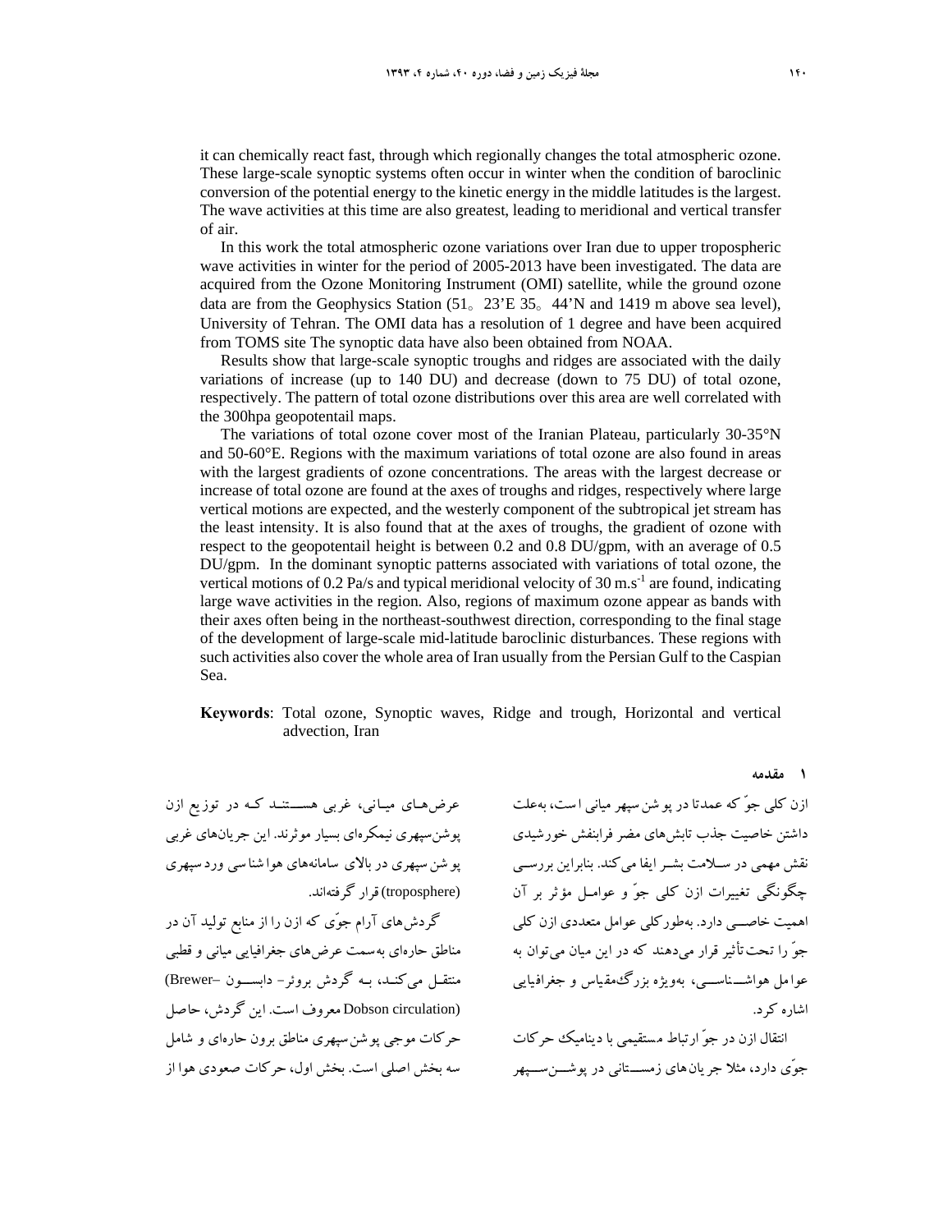it can chemically react fast, through which regionally changes the total atmospheric ozone. These large-scale synoptic systems often occur in winter when the condition of baroclinic conversion of the potential energy to the kinetic energy in the middle latitudes is the largest. The wave activities at this time are also greatest, leading to meridional and vertical transfer of air.

In this work the total atmospheric ozone variations over Iran due to upper tropospheric wave activities in winter for the period of 2005-2013 have been investigated. The data are acquired from the Ozone Monitoring Instrument (OMI) satellite, while the ground ozone data are from the Geophysics Station (51° 23'E 35° 44'N and 1419 m above sea level), University of Tehran. The OMI data has a resolution of 1 degree and have been acquired from TOMS site The synoptic data have also been obtained from NOAA.

Results show that large-scale synoptic troughs and ridges are associated with the daily variations of increase (up to 140 DU) and decrease (down to 75 DU) of total ozone, respectively. The pattern of total ozone distributions over this area are well correlated with the 300hpa geopotentail maps.

The variations of total ozone cover most of the Iranian Plateau, particularly 30-35°N and 50-60°E. Regions with the maximum variations of total ozone are also found in areas with the largest gradients of ozone concentrations. The areas with the largest decrease or increase of total ozone are found at the axes of troughs and ridges, respectively where large vertical motions are expected, and the westerly component of the subtropical jet stream has the least intensity. It is also found that at the axes of troughs, the gradient of ozone with respect to the geopotentail height is between 0.2 and 0.8 DU/gpm, with an average of 0.5 DU/gpm. In the dominant synoptic patterns associated with variations of total ozone, the vertical motions of 0.2 Pa/s and typical meridional velocity of 30 $m.s^{-1}$ are found, indicating large wave activities in the region. Also, regions of maximum ozone appear as bands with their axes often being in the northeast-southwest direction, corresponding to the final stage of the development of large-scale mid-latitude baroclinic disturbances. These regions with such activities also cover the whole area of Iran usually from the Persian Gulf to the Caspian Sea.

**Keywords**: Total ozone, Synoptic waves, Ridge and trough, Horizontal and vertical advection, Iran

## ۱ مقدمه

ازن کلی جوّ که عمدتا در پوشن‌سپهر میانی است، به‌علت داشتن خاصیت جذب تابش‌های مضر فرابنفش خورشیدی نقش مهمی در سلامت بشر ایفا می‌کند. بنابراین بررسی چگونگی تغییرات ازن کلی جوّ و عوامل مؤثر بر آن اهمیت خاصی دارد. به‌طورکلی عوامل متعددی ازن کلی جوّ را تحت‌تأثیر قرار می‌دهند که در این میان می‌توان به عوامل هواشناسی، به‌ویژه بزرگ‌مقیاس و جغرافیایی اشاره کرد.

انتقال ازن در جوّ ارتباط مستقیمی با دینامیک حرکات جوّی دارد، مثلا جریان‌های زمستانی در پوشن‌سپهر عرض‌های میانی، غربی هستند که در توزیع ازن پوشن‌سپهری نیمکره‌ای بسیار موثرند. این جریان‌های غربی پوشن‌سپهری در بالای سامانه‌های هواشناسی وردسپهری (troposphere) قرار گرفته‌اند.

گردش‌های آرام جوّی که ازن را از منابع تولید آن در مناطق حاره‌ای به‌سمت عرض‌های جغرافیایی میانی و قطبی منتقل می‌کند، به گردش بروئر- دابسون (Brewer–Dobson circulation) معروف است. این گردش، حاصل حرکات موجی پوشن‌سپهری مناطق برون حاره‌ای و شامل سه بخش اصلی است. بخش اول، حرکات صعودی هوا از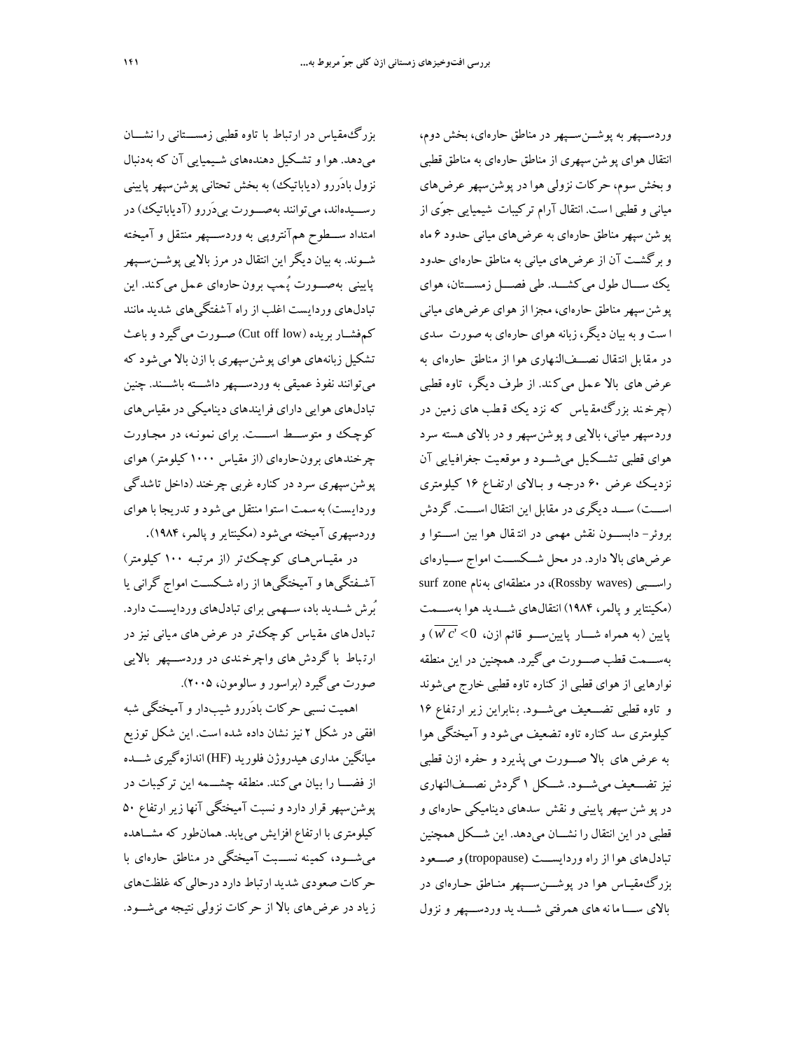وردسـپهر به پوشـن‌سـپهر در مناطق حاره‌ای، بخش دوم، انتقال هوای پوشن‌سپهری از مناطق حاره‌ای به مناطق قطبی و بخش سوم، حرکات نزولی هوا در پوشن‌سپهر عرض‌های میانی و قطبی است. انتقال آرام ترکیبات شیمیایی جوّی از پوشن‌سپهر مناطق حاره‌ای به عرض‌های میانی حدود ۶ ماه و برگشت آن از عرض‌های میانی به مناطق حاره‌ای حدود یک سـال طول می‌کشـد. طی فصـل زمسـتان، هوای پوشن‌سپهر مناطق حاره‌ای، مجزا از هوای عرض‌های میانی است و به بیان دیگر، زبانه هوای حاره‌ای به صورت سدی در مقابل انتقال نصـف‌النهاری هوا از مناطق حاره‌ای به عرض‌های بالا عمل می‌کند. از طرف دیگر، تاوه قطبی (چرخند بزرگ‌مقیاس که نزد یک قطب‌های زمین در وردسپهر میانی، بالایی و پوشن‌سپهر و در بالای هسته سرد هوای قطبی تشـکیل می‌شـود و موقعیت جغرافیایی آن نزدیک عرض ۶۰ درجه و بالای ارتفاع ۱۶ کیلومتری اسـت) سـد دیگری در مقابل این انتقال اسـت. گردش بروئر- دابسـون نقش مهمی در انتقال هوا بین اسـتوا و عرض‌های بالا دارد. در محل شـکسـت امواج سـیاره‌ای راسـبی (Rossby waves)، در منطقه‌ای به‌نام surf zone (مکینتایر و پالمر، ۱۹۸۴) انتقال‌های شـدید هوا به‌سـمت پایین (به همراه شـار پایین‌سـو قائم ازن، $\overline{w'c'} < 0$) و به‌سـمت قطب صـورت می‌گیرد. همچنین در این منطقه نوارهایی از هوای قطبی از کناره تاوه قطبی خارج می‌شوند و تاوه قطبی تضـعیف می‌شـود. بنابراین زیر ارتفاع ۱۶ کیلومتری سد کناره تاوه تضعیف می‌شود و آمیختگی هوا به عرض‌های بالا صـورت می‌پذیرد و حفره ازن قطبی نیز تضـعیف می‌شـود. شـکل ۱ گردش نصـف‌النهاری در پوشن‌سپهر پایینی و نقش سدهای دینامیکی حاره‌ای و قطبی در این انتقال را نشـان می‌دهد. این شـکل همچنین تبادل‌های هوا از راه وردایسـت (tropopause) و صـعود بزرگ‌مقیاس هوا در پوشـن‌سـپهر منـاطق حـاره‌ای در بالای سـامانه‌های همرفتی شـدید وردسـپهر و نزول بزرگ‌مقیاس در ارتباط با تاوه قطبی زمسـتانی را نشـان می‌دهد. هوا و تشـکیل دهنده‌های شـیمیایی آن که به‌دنبال نزول بادَررو (دیاباتیک) به بخش تحتانی پوشن‌سپهر پایینی رسـیده‌اند، می‌توانند به‌صـورت بی‌دَررو (آدیاباتیک) در امتداد سـطوح هم‌آنتروپی به وردسـپهر منتقل و آمیخته شـوند. به بیان دیگر این انتقال در مرز بالایی پوشـن‌سـپهر پایینی به‌صـورت پُمپ برون‌حاره‌ای عمل می‌کند. این تبادل‌های وردایست اغلب از راه آشفتگی‌های شدید مانند کم‌فشـار بریده (Cut off low) صـورت می‌گیرد و باعث تشکیل زبانه‌های هوای پوشن‌سپهری با ازن بالا می‌شود که می‌توانند نفوذ عمیقی به وردسـپهر داشـته باشـند. چنین تبادل‌های هوایی دارای فرایندهای دینامیکی در مقیاس‌های کوچک و متوسـط اسـت. برای نمونه، در مجاورت چرخندهای برون‌حاره‌ای (از مقیاس ۱۰۰۰ کیلومتر) هوای پوشن‌سپهری سرد در کناره غربی چرخند (داخل تاشدگی وردایست) به‌سمت استوا منتقل می‌شود و تدریجا با هوای وردسپهری آمیخته می‌شود (مکینتایر و پالمر، ۱۹۸۴).

در مقیـاس‌هـای کوچک‌تر (از مرتبـه ۱۰۰ کیلومتر) آشـفتگی‌ها و آمیختگی‌ها از راه شـکسـت امواج گرانی یا بُرش شـدید باد، سـهمی برای تبادل‌های وردایسـت دارد. تبادل‌های مقیاس کوچک در عرض‌های میانی نیز در ارتباط با گردش‌های واچرخندی در وردسـپهر بالایی صورت می‌گیرد (براسور و سالومون، ۲۰۰۵).

اهمیت نسبی حرکات بادَررو شیب‌دار و آمیختگی شبه افقی در شکل ۲ نیز نشان داده شده است. این شکل توزیع میانگین مداری هیدروژن فلورید (HF) اندازه‌گیری شـده از فضـا را بیان می‌کند. منطقه چشـمه این ترکیبات در پوشن‌سپهر قرار دارد و نسبت آمیختگی آنها زیر ارتفاع ۵۰ کیلومتری با ارتفاع افزایش می‌یابد. همان‌طور که مشـاهده می‌شـود، کمینه نسـبت آمیختگی در مناطق حاره‌ای با حرکات صعودی شدید ارتباط دارد درحالی‌که غلظت‌های زیاد در عرض‌های بالا از حرکات نزولی نتیجه می‌شـود.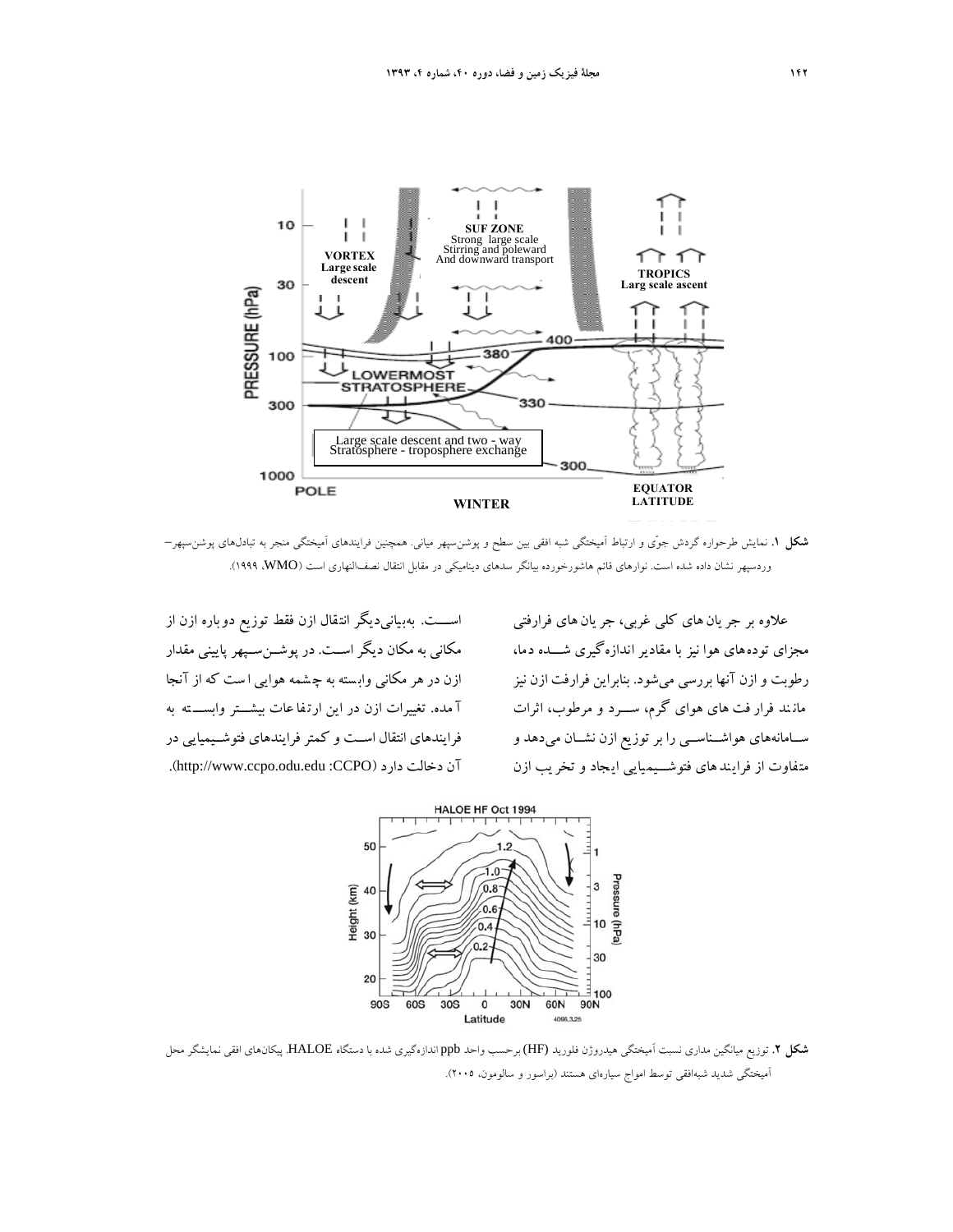شکل ۱. نمایش طرحواره گردش جوّی و ارتباط آمیختگی شبه افقی بین سطح و پوشن‌سپهر میانی. همچنین فرایندهای آمیختگی منجر به تبادل‌های پوشن‌سپهر–وردسپهر نشان داده شده است. نوارهای قائم هاشورخورده بیانگر سدهای دینامیکی در مقابل انتقال نصف‌النهاری است (WMO، ۱۹۹۹).

علاوه بر جریان‌های کلی غربی، جریان‌های فرارفتی مجزای توده‌های هوا نیز با مقادیر اندازه‌گیری شـده دما، رطوبت و ازن آنها بررسی می‌شود. بنابراین فرارفت ازن نیز مانند فرارفت‌های هوای گرم، سـرد و مرطوب، اثرات سـامانه‌های هواشـناسی را بر توزیع ازن نشـان می‌دهد و متفاوت از فرایندهای فتوشـیمیایی ایجاد و تخریب ازن اسـت. به‌بیانی‌دیگر انتقال ازن فقط توزیع دوباره ازن از مکانی به مکان دیگر اسـت. در پوشـن‌سـپهر پایینی مقدار ازن در هر مکانی وابسته به چشمه هوایی است که از آنجا آمده. تغییرات ازن در این ارتفاعات بیشـتر وابسـته به فرایندهای انتقال اسـت و کمتر فرایندهای فتوشـیمیایی در آن دخالت دارد (CCPO: http://www.ccpo.odu.edu).

شکل ۲. توزیع میانگین مداری نسبت آمیختگی هیدروژن فلورید (HF) برحسب واحد ppb اندازه‌گیری شده با دستگاه HALOE. پیکان‌های افقی نمایشگر محل آمیختگی شدید شبه‌افقی توسط امواج سیاره‌ای هستند (براسور و سالومون، ۲۰۰۵).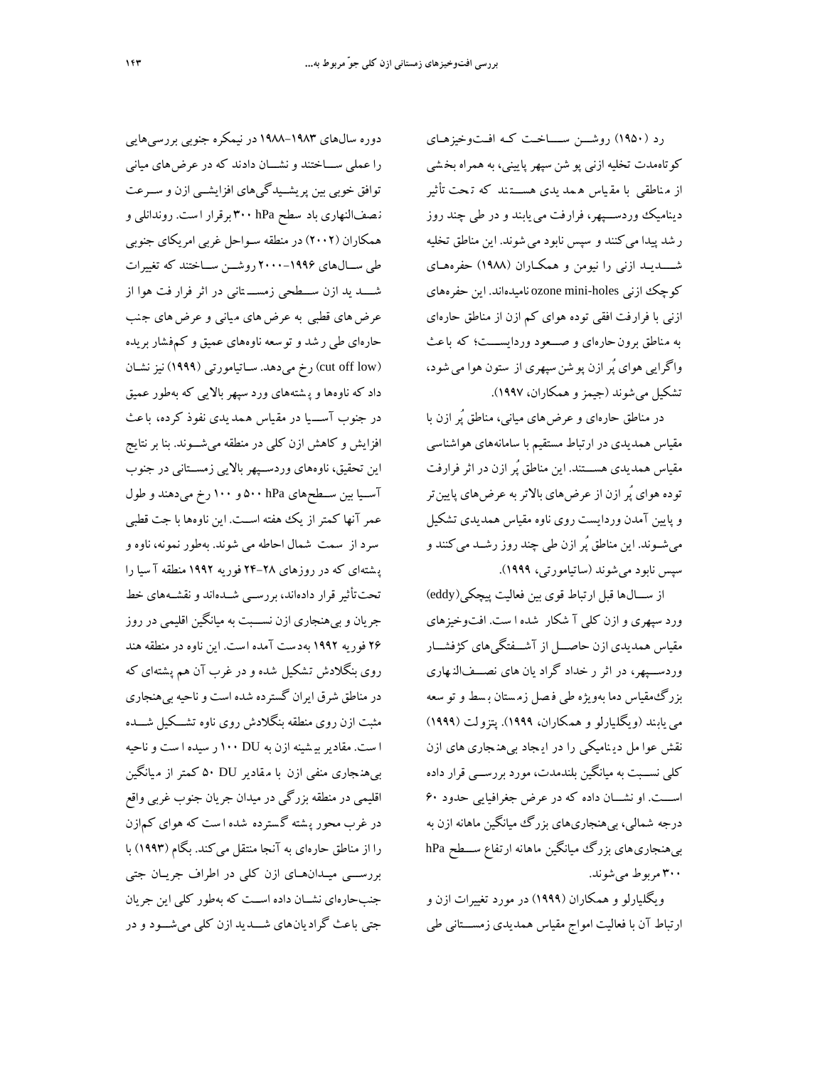رد (۱۹۵۰) روشـــن ســـاخـت کـه افـت‌وخیزهـای کوتاه‌مدت تخلیه ازنی پوشن سپهر پایینی، به همراه بخشی از مناطقی با مقیاس همدیدی هســتند که تحت تأثیر دینامیک وردســپهر، فرارفت می‌یابند و در طی چند روز رشد پیدا می‌کنند و سپس نابود می‌شوند. این مناطق تخلیه شـــدید ازنی را نیومن و همکـاران (۱۹۸۸) حفره‌هـای کوچک ازنی ozone mini-holes نامیده‌اند. این حفره‌های ازنی با فرارفت افقی توده هوای کم ازن از مناطق حاره‌ای به مناطق برون‌حاره‌ای و صــعود وردایســت؛ که باعث واگرایی هوای پُر ازن پوشن سپهری از ستون هوا می‌شود، تشکیل می‌شوند (جیمز و همکاران، ۱۹۹۷).

در مناطق حاره‌ای و عرض‌های میانی، مناطق پُر ازن با مقیاس همدیدی در ارتباط مستقیم با سامانه‌های هواشناسی مقیاس همدیدی هســتند. این مناطق پُر ازن در اثر فرارفت توده هوای پُر ازن از عرض‌های بالاتر به عرض‌های پایین‌تر و پایین آمدن وردایست روی ناوه مقیاس همدیدی تشکیل می‌شـوند. این مناطق پُر ازن طی چند روز رشـد می‌کنند و سپس نابود می‌شوند (ساتیامورتی، ۱۹۹۹).

از ســالها قبل ارتباط قوی بین فعالیت پیچکی (eddy) ورد سپهری و ازن کلی آشکار شده است. افت‌وخیزهای مقیاس همدیدی ازن حاصـــل از آشـــفتگی‌های کژفشـــار وردســـپهر، در اثر رخداد گرادیان های نصـــف‌النهاری بزرگ‌مقیاس دما به‌ویژه طی فصل زمستان بسط و توسعه می‌یابند (ویگلیارلو و همکاران، ۱۹۹۹). پترولت (۱۹۹۹) نقش عوامل دینامیکی را در ایجاد بی‌هنجاری های ازن کلی نسـبت به میانگین بلندمدت، مورد بررســی قرار داده اســـت. او نشـــان داده که در عرض جغرافیایی حدود ۶۰ درجه شمالی، بی‌هنجاری‌های بزرگ میانگین ماهانه ازن به بی‌هنجاری‌های بزرگ میانگین ماهانه ارتفاع ســطح hPa ۳۰۰ مربوط می‌شوند.

ویگلیارلو و همکاران (۱۹۹۹) در مورد تغییرات ازن و ارتباط آن با فعالیت امواج مقیاس همدیدی زمســتانی طی دوره سال‌های ۱۹۸۳–۱۹۸۸ در نیمکره جنوبی بررسی‌هایی را عملی ســاختند و نشــان دادند که در عرض‌های میانی توافق خوبی بین پریشـیدگی‌های افزایشــی ازن و ســرعت نصف‌النهاری باد سطح hPa ۳۰۰ برقرار است. روندانلی و همکاران (۲۰۰۲) در منطقه سـواحل غربی امریکای جنوبی طی ســال‌های ۱۹۹۶–۲۰۰۰ روشــن ســاختند که تغییرات شـــدید ازن ســـطحی زمســـتانی در اثر فرارفت هوا از عرض‌های قطبی به عرض‌های میانی و عرض‌های جنب حاره‌ای طی رشد و توسعه ناوه‌های عمیق و کم‌فشار بریده (cut off low) رخ می‌دهد. ساتیامورتی (۱۹۹۹) نیز نشـان داد که ناوه‌ها و پشته‌های ورد سپهر بالایی که به‌طور عمیق در جنوب آســیا در مقیاس همدیدی نفوذ کرده، باعث افزایش و کاهش ازن کلی در منطقه می‌شــوند. بنا بر نتایج این تحقیق، ناوه‌های وردســپهر بالایی زمســتانی در جنوب آسـیا بین سـطح‌های hPa ۵۰۰ و ۱۰۰ رخ می‌دهند و طول عمر آنها کمتر از یک هفته اســت. این ناوه‌ها با جت قطبی سرد از سمت شمال احاطه می شوند. به‌طور نمونه، ناوه و پشته‌ای که در روزهای ۲۸–۲۴ فوریه ۱۹۹۲ منطقه آسیا را تحت‌تأثیر قرار داده‌اند، بررســی شـده‌اند و نقشــه‌های خط جریان و بی‌هنجاری ازن نســبت به میانگین اقلیمی در روز ۲۶ فوریه ۱۹۹۲ به‌دست آمده است. این ناوه در منطقه هند روی بنگلادش تشکیل شده و در غرب آن هم پشته‌ای که در مناطق شرق ایران گسترده شده است و ناحیه بی‌هنجاری مثبت ازن روی منطقه بنگلادش روی ناوه تشـــکیل شـــده است. مقادیر بیشینه ازن به DU ۱۰۰ رسیده است و ناحیه بی‌هنجاری منفی ازن با مقادیر DU ۵۰ کمتر از میانگین اقلیمی در منطقه بزرگی در میدان جریان جنوب غربی واقع در غرب محور پشته گسترده شده است که هوای کم‌ازن را از مناطق حاره‌ای به آنجا منتقل می‌کند. بگام (۱۹۹۳) با بررســـی میـدان‌هـای ازن کلی در اطراف جریـان جتی جنب‌حاره‌ای نشــان داده اســت که به‌طور کلی این جریان جتی باعث گرادیان‌های شـــدید ازن کلی می‌شـــود و در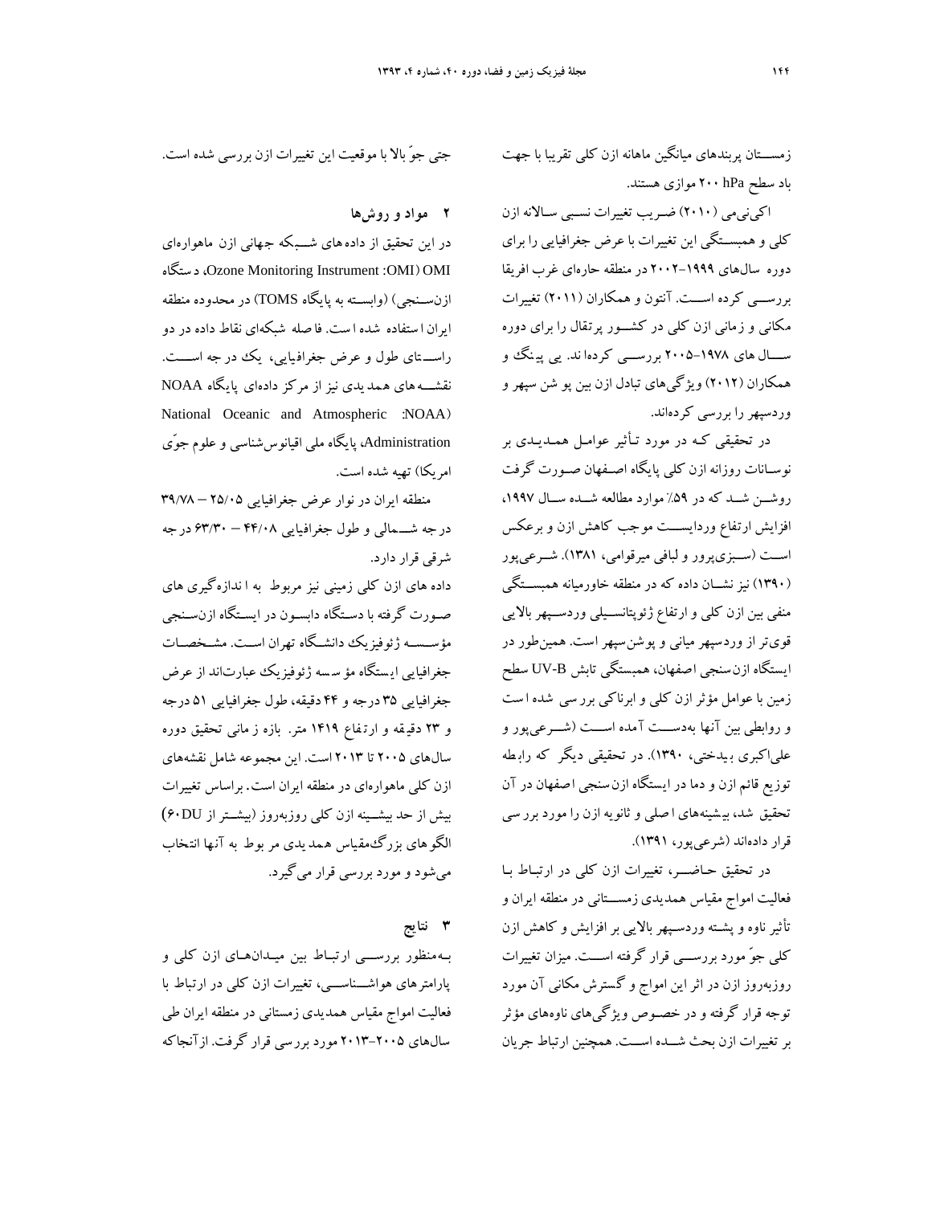زمســتان پربندهای میانگین ماهانه ازن کلی تقریبا با جهت باد سطح ۲۰۰ hPa موازی هستند.

اکی‌نی‌می (۲۰۱۰) ضـریب تغییرات نسـبی سـالانه ازن کلی و همبسـتگی این تغییرات با عرض جغرافیایی را برای دوره سال‌های ۱۹۹۹-۲۰۰۲ در منطقه حاره‌ای غرب افریقا بررسـی کرده اسـت. آنتون و همکاران (۲۰۱۱) تغییرات مکانی و زمانی ازن کلی در کشـور پرتقال را برای دوره سـال های ۱۹۷۸-۲۰۰۵ بررسـی کرده‌اند. یی پینگ و همکاران (۲۰۱۲) ویژگی‌های تبادل ازن بین پو شن سپهر و وردسپهر را بررسی کرده‌اند.

در تحقیقی کـه در مورد تـأثیر عوامـل همـدیـدی بر نوسـانات روزانه ازن کلی پایگاه اصـفهان صـورت گرفت روشـن شـد که در ۵۹٪ موارد مطالعه شـده سـال ۱۹۹۷، افزایش ارتفاع وردایسـت موجب کاهش ازن و برعکس اسـت (سـبزی‌پرور و لبافی میرقوامی، ۱۳۸۱). شـرعی‌پور (۱۳۹۰) نیز نشـان داده که در منطقه خاورمیانه همبسـتگی منفی بین ازن کلی و ارتفاع ژئوپتانسـیلی وردسـپهر بالایی قوی‌تر از وردسپهر میانی و پوشن‌سپهر است. همین‌طور در ایستگاه ازن‌سنجی اصفهان، همبستگی تابش UV-B سطح زمین با عوامل مؤثر ازن کلی و ابرناکی برر سی شده ا ست و روابطی بین آنها به‌دسـت آمده اسـت (شـرعی‌پور و علی‌اکبری بیدختی، ۱۳۹۰). در تحقیقی دیگر که رابطه توزیع قائم ازن و دما در ایستگاه ازن‌سنجی اصفهان در آن تحقیق شد، بیشینه‌های ا صلی و ثانویه ازن را مورد برر سی قرار داده‌اند (شرعی‌پور، ۱۳۹۱).

در تحقیق حـاضـر، تغییرات ازن کلی در ارتبـاط بـا فعالیت امواج مقیاس همدیدی زمسـتانی در منطقه ایران و تأثیر ناوه و پشـته وردسـپهر بالایی بر افزایش و کاهش ازن کلی جوّ مورد بررسـی قرار گرفته اسـت. میزان تغییرات روزبه‌روز ازن در اثر این امواج و گسترش مکانی آن مورد توجه قرار گرفته و در خصـوص ویژگی‌های ناوه‌های مؤثر بر تغییرات ازن بحث شـده اسـت. همچنین ارتباط جریان جتی جوّ بالا با موقعیت این تغییرات ازن بررسی شده است.

## ۲ مواد و روش‌ها

در این تحقیق از داده‌های شـبکه جهانی ازن ماهواره‌ای OMI (Ozone Monitoring Instrument :OMI)، د ستگاه ازن‌سـنجی) (وابسـته به پایگاه TOMS) در محدوده منطقه ایران ا ستفاده شده ا ست. فا صله شبکه‌ای نقاط داده در دو راسـتای طول و عرض جغرافیایی، یک در جه اسـت. نقشـه‌های همدیدی نیز از مرکز داده‌ای پایگاه NOAA (National Oceanic and Atmospheric :NOAA Administration، پایگاه ملی اقیانوس‌شناسی و علوم جوّی امریکا) تهیه شده است.

منطقه ایران در نوار عرض جغرافیایی ۲۵/۰۵ – ۳۹/۷۸ درجه شـمالی و طول جغرافیایی ۴۴/۰۸ – ۶۳/۳۰ درجه شرقی قرار دارد.

داده های ازن کلی زمینی نیز مربوط به ا ندازه‌گیری های صـورت گرفته با دسـتگاه دابسـون در ایسـتگاه ازن‌سـنجی مؤسـسـه ژئوفیزیک دانشـگاه تهران اسـت. مشـخصـات جغرافیایی ا یستگاه مؤ سسه ژئوفیزیک عبارت‌اند از عرض جغرافیایی ۳۵ درجه و ۴۴ دقیقه، طول جغرافیایی ۵۱ درجه و ۲۳ دقیقه و ارتفاع ۱۴۱۹ متر. بازه ز مانی تحقیق دوره سال‌های ۲۰۰۵ تا ۲۰۱۳ است. این مجموعه شامل نقشه‌های ازن کلی ماهواره‌ای در منطقه ایران است. براساس تغییرات بیش از حد بیشـینه ازن کلی روزبه‌روز (بیشـتر از ۶۰DU) الگوهای بزرگ‌مقیاس همدیدی مربوط به آنها انتخاب می‌شود و مورد بررسی قرار می‌گیرد.

## ۳ نتایج

بـه‌منظور بررسـی ارتبـاط بین میـدان‌هـای ازن کلی و پارامترهای هواشـناسـی، تغییرات ازن کلی در ارتباط با فعالیت امواج مقیاس همدیدی زمستانی در منطقه ایران طی سال‌های ۲۰۰۵-۲۰۱۳ مورد بررسی قرار گرفت. ازآنجاکه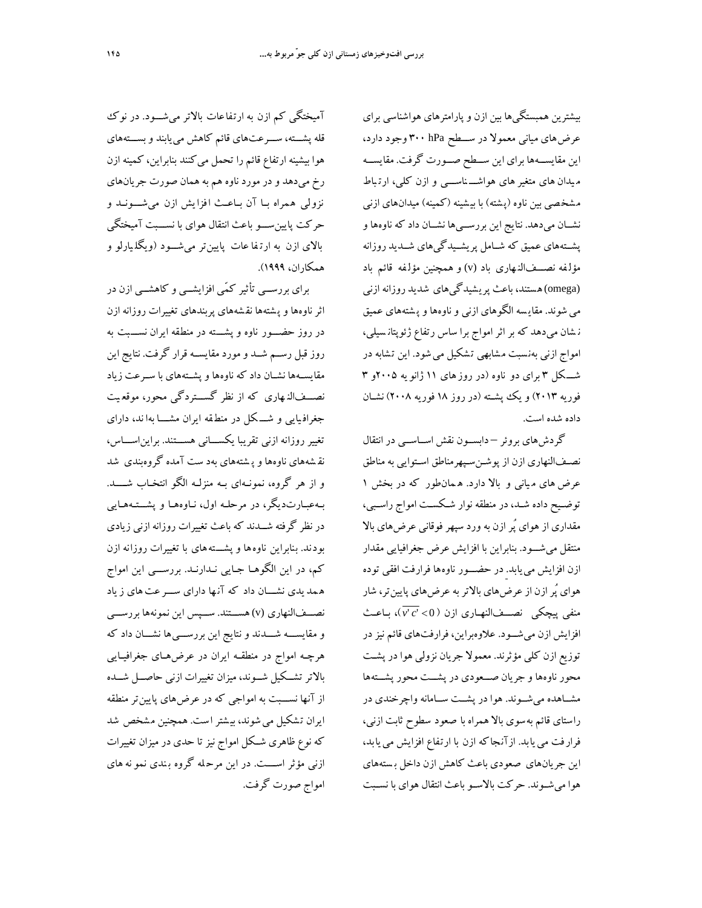بیشترین همبستگی‌ها بین ازن و پارامترهای هواشناسی برای عرض‌های میانی معمولا در سطح 300 hPa وجود دارد، این مقایسه‌ها برای این سطح صورت گرفت. مقایسه میدان های متغیر های هواشناسی و ازن کلی، ارتباط مشخصی بین ناوه (پشته) با بیشینه (کمینه) میدان‌های ازنی نشان می‌دهد. نتایج این بررسی‌ها نشان داد که ناوه‌ها و پشته‌های عمیق که شامل پریشیدگی‌های شدید روزانه مؤلفه نصف‌النهاری باد (v) و همچنین مؤلفه قائم باد (omega) هستند، باعث پریشیدگی‌های شدید روزانه ازنی می شوند. مقایسه الگوهای ازنی و ناوه‌ها و پشته‌های عمیق نشان می‌دهد که بر اثر امواج براساس رتفاع ژئوپتانسیلی، امواج ازنی به‌نسبت مشابهی تشکیل می شود. این تشابه در شکل 3 برای دو ناوه (در روزهای 11 ژانویه 2005و 3 فوریه 2013) و یک پشته (در روز 18 فوریه 2008) نشان داده شده است.

گردش‌های بروئر –دابسون نقش اساسی در انتقال نصف‌النهاری ازن از پوشن‌سپهرمناطق استوایی به مناطق عرض های میانی و بالا دارد. همان‌طور که در بخش 1 توضیح داده شد، در منطقه نوار شکست امواج راسبی، مقداری از هوای پُر ازن به ورد سپهر فوقانی عرض‌های بالا منتقل می‌شود. بنابراین با افزایش عرض جغرافیایی مقدار ازن افزایش می‌یابد. در حضور ناوه‌ها فرارفت افقی توده هوای پُر ازن از عرض‌های بالاتر به عرض‌های پایین‌تر، شار منفی پیچکی نصف‌النهاری ازن ($\overline{v'c'} < 0$)، باعث افزایش ازن می‌شود. علاوه‌براین، فرارفت‌های قائم نیز در توزیع ازن کلی مؤثرند. معمولا جریان نزولی هوا در پشت محور ناوه‌ها و جریان صعودی در پشت محور پشته‌ها مشاهده می‌شوند. هوا در پشت سامانه واچرخندی در راستای قائم به‌سوی بالا همراه با صعود سطوح ثابت ازنی، فرارفت می یابد. ازآنجاکه ازن با ارتفاع افزایش می یابد، این جریان‌های صعودی باعث کاهش ازن داخل بسته‌های هوا می‌شوند. حرکت بالاسو باعث انتقال هوای با نسبت آمیختگی کم ازن به ارتفاعات بالاتر می‌شود. در نوک قله پشته، سرعت‌های قائم کاهش می‌یابند و بسته‌های هوا بیشینه ارتفاع قائم را تحمل می‌کنند بنابراین، کمینه ازن رخ می‌دهد و در مورد ناوه هم به همان صورت جریان‌های نزولی همراه با آن باعث افزایش ازن می‌شوند و حرکت پایین‌سو باعث انتقال هوای با نسبت آمیختگی بالای ازن به ارتفاعات پایین‌تر می‌شود (ویگلیارلو و همکاران، 1999).

برای بررسی تأثیر کمّی افزایشی و کاهشی ازن در اثر ناوه‌ها و پشته‌ها نقشه‌های پربندهای تغییرات روزانه ازن در روز حضور ناوه و پشته در منطقه ایران نسبت به روز قبل رسم شد و مورد مقایسه قرار گرفت. نتایج این مقایسه‌ها نشان داد که ناوه‌ها و پشته‌های با سرعت زیاد نصف‌النهاری که از نظر گستردگی محور، موقعیت جغرافیایی و شکل در منطقه ایران مشابه‌اند، دارای تغییر روزانه ازنی تقریبا یکسانی هستند. براین‌اساس، نقشه‌های ناوه‌ها و پشته‌های به‌دست آمده گروه‌بندی شد و از هر گروه، نمونه‌ای به منزله الگو انتخاب شد. به‌عبارت‌دیگر، در مرحله اول، ناوه‌ها و پشته‌هایی در نظر گرفته شدند که باعث تغییرات روزانه ازنی زیادی بودند. بنابراین ناوه‌ها و پشته‌های با تغییرات روزانه ازن کم، در این الگوها جایی ندارند. بررسی این امواج همدیدی نشان داد که آنها دارای سرعت‌های زیاد نصف‌النهاری (v) هستند. سپس این نمونه‌ها بررسی و مقایسه شدند و نتایج این بررسی‌ها نشان داد که هرچه امواج در منطقه ایران در عرض‌های جغرافیایی بالاتر تشکیل شوند، میزان تغییرات ازنی حاصل شده از آنها نسبت به امواجی که در عرض‌های پایین‌تر منطقه ایران تشکیل می شوند، بیشتر است. همچنین مشخص شد که نوع ظاهری شکل امواج نیز تا حدی در میزان تغییرات ازنی مؤثر است. در این مرحله گروه بندی نمونه های امواج صورت گرفت.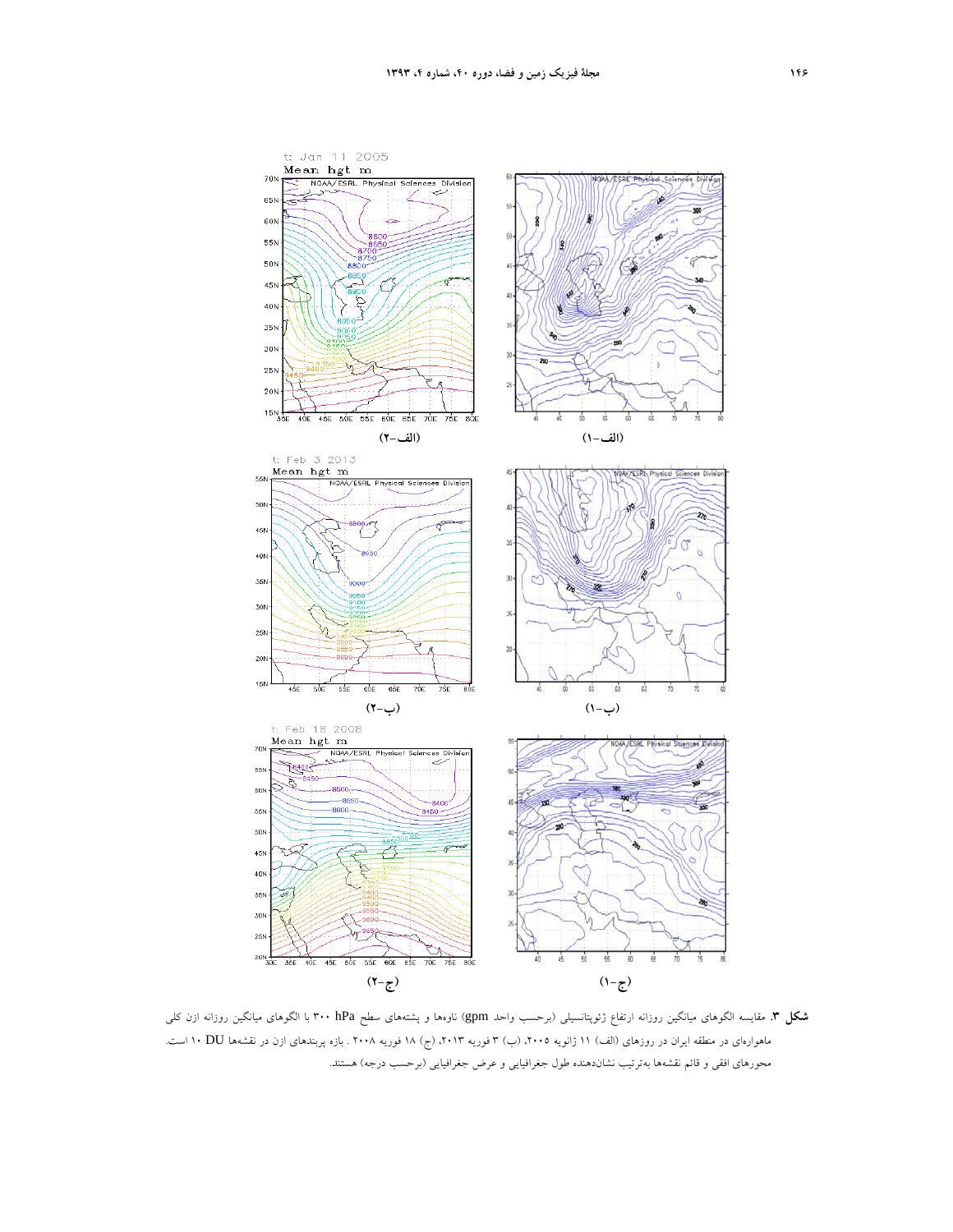(الف-۲)

(الف-۱)

(ب-۲)

(ب-۱)

(ج-۲)

(ج-۱)

**شکل ۳.** مقایسه الگوهای میانگین روزانه ارتفاع ژئوپتانسیلی (برحسب واحد gpm) ناوه‌ها و پشته‌های سطح hPa ۳۰۰ با الگوهای میانگین روزانه ازن کلی ماهواره‌ای در منطقه ایران در روزهای (الف) ۱۱ ژانویه ۲۰۰۵، (ب) ۳ فوریه ۲۰۱۳، (ج) ۱۸ فوریه ۲۰۰۸ . بازه پربندهای ازن در نقشه‌ها DU ۱۰ است. محورهای افقی و قائم نقشه‌ها به‌ترتیب نشان‌دهنده طول جغرافیایی و عرض جغرافیایی (برحسب درجه) هستند.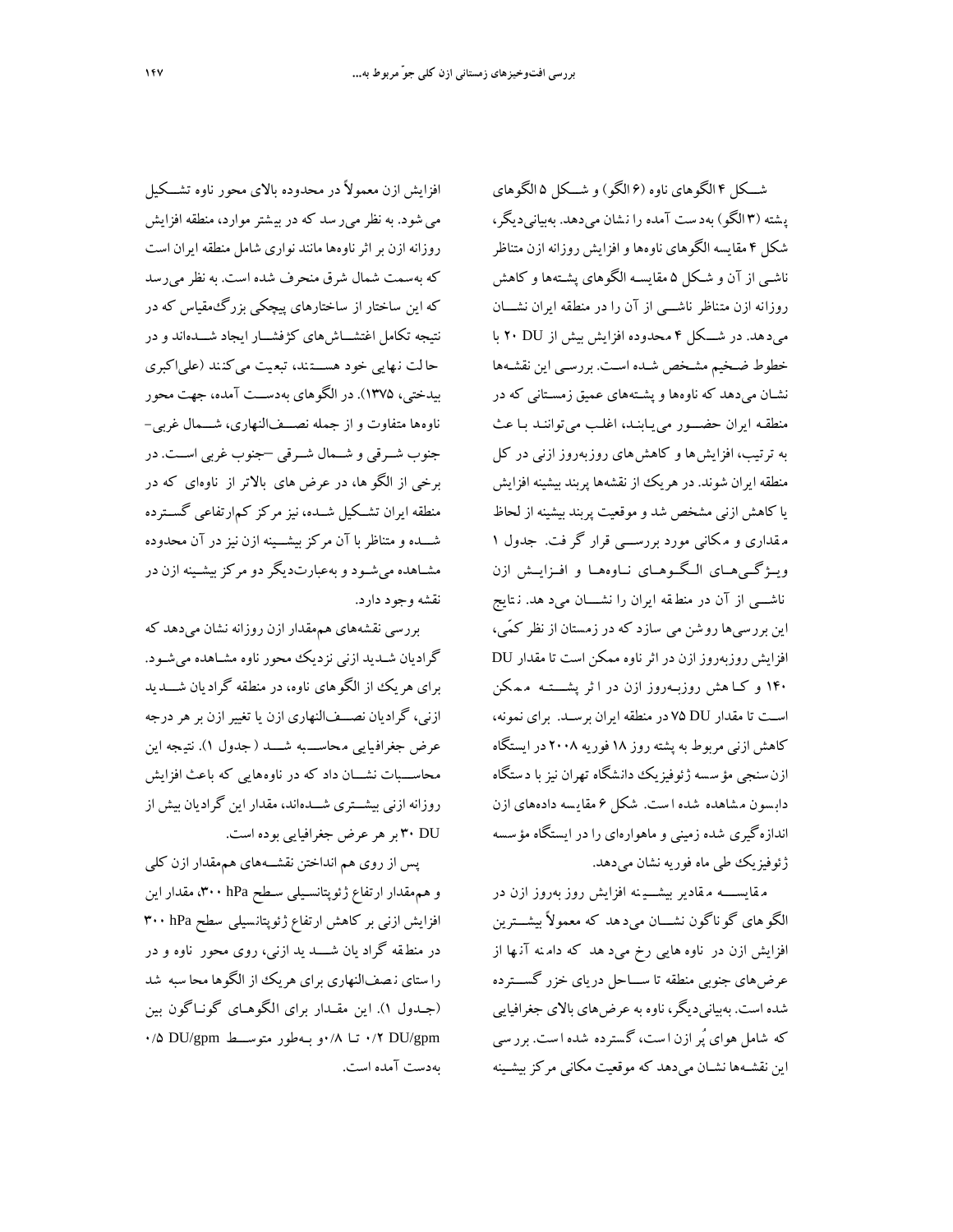شــکل ۴ الگوهای ناوه (۶ الگو) و شــکل ۵ الگوهای پشته (۳ الگو) به‌دست آمده را نشان می‌دهد. به‌بیانی‌دیگر، شکل ۴ مقایسه الگوهای ناوه‌ها و افزایش روزانه ازن متناظر ناشی از آن و شکل ۵ مقایسه الگوهای پشته‌ها و کاهش روزانه ازن متناظر ناشـی از آن را در منطقه ایران نشـان می‌دهد. در شـکل ۴ محدوده افزایش بیش از DU ۲۰ با خطوط ضـخیم مشـخص شـده اسـت. بررسـی این نقشـه‌ها نشـان می‌دهد که ناوه‌ها و پشـته‌های عمیق زمسـتانی که در منطقـه ایران حضــور می‌یابنـد، اغلـب می‌تواننـد بـا عـث به ترتیب، افزایش‌ها و کاهش‌های روزبه‌روز ازنی در کل منطقه ایران شوند. در هریک از نقشه‌ها پربند بیشینه افزایش یا کاهش ازنی مشخص شد و موقعیت پربند بیشینه از لحاظ مقداری و مکانی مورد بررســی قرار گرفت. جدول ۱ ویـژگـی‌هـای الـگـوهـا نـاوه‌هـا و افـزایـش ازن ناشــی از آن در منطقه ایران را نشــان می‌دهد. نتایج این بررسی‌ها روشن می‌سازد که در زمستان از نظر کمّی، افزایش روزبه‌روز ازن در اثر ناوه ممکن است تا مقدار DU ۱۴۰ و کـاهش روزبـه‌روز ازن در اثر پشـــتـه مـمـکـن اسـت تا مقدار DU ۷۵ در منطقه ایران برسـد. برای نمونه، کاهش ازنی مربوط به پشته روز ۱۸ فوریه ۲۰۰۸ در ایستگاه ازن‌سنجی مؤسسه ژئوفیزیک دانشگاه تهران نیز با دستگاه دابسون مشاهده شده است. شکل ۶ مقایسه داده‌های ازن اندازه‌گیری شده زمینی و ماهواره‌ای را در ایستگاه مؤسسه ژئوفیزیک طی ماه فوریه نشان می‌دهد.

مقایســـه مقادیر بیشـــینه افزایش روز بروز ازن در الگوهای گوناگون نشــان می‌دهد که معمولاً بیشــترین افزایش ازن در ناوه‌هایی رخ می‌دهد که دامنه آنها از عرض‌های جنوبی منطقه تا ســاحل دریای خزر گســترده شده است. به‌بیانی‌دیگر، ناوه به عرض‌های بالای جغرافیایی که شامل هوای پُر ازن است، گسترده شده است. بررسی این نقشـه‌ها نشـان می‌دهد که موقعیت مکانی مرکز بیشینه افزایش ازن معمولاً در محدوده بالای محور ناوه تشــکیل می‌شود. به نظر می‌رسد که در بیشتر موارد، منطقه افزایش روزانه ازن بر اثر ناوه‌ها مانند نواری شامل منطقه ایران است که به‌سمت شمال شرق منحرف شده است. به نظر می‌رسد که این ساختار از ساختارهای پیچکی بزرگ‌مقیاس که در نتیجه تکامل اغتشــاش‌های کژفشــار ایجاد شــده‌اند و در حالت نهایی خود هســتند، تبعیت می‌کنند (علی‌اکبری بیدختی، ۱۳۷۵). در الگوهای به‌دســت آمده، جهت محور ناوه‌ها متفاوت و از جمله نصــف‌النهاری، شــمال غربی- جنوب شــرقی و شــمال شــرقی –جنوب غربی اســت. در برخی از الگوها، در عرض‌های بالاتر از ناوه‌ای که در منطقه ایران تشـکیل شـده، نیز مرکز کم‌ارتفاعی گسـترده شــده و متناظر با آن مرکز بیشــینه ازن نیز در آن محدوده مشـاهده می‌شـود و به‌عبارت‌دیگر دو مرکز بیشـینه ازن در نقشه وجود دارد.

بررسی نقشه‌های هم‌مقدار ازن روزانه نشان می‌دهد که گرادیان شـدید ازنی نزدیک محور ناوه مشـاهده می‌شـود. برای هریک از الگوهای ناوه، در منطقه گرادیان شــدید ازنی، گرادیان نصــف‌النهاری ازن یا تغییر ازن بر هر درجه عرض جغرافیایی محاســبه شــد (جدول ۱). نتیجه این محاســبات نشــان داد که در ناوه‌هایی که باعث افزایش روزانه ازنی بیشــتری شــده‌اند، مقدار این گرادیان بیش از DU ۳۰ بر هر عرض جغرافیایی بوده است.

پس از روی هم انداختن نقشــه‌های هم‌مقدار ازن کلی و هم‌مقدار ارتفاع ژئوپتانسیلی سطح ۳۰۰ hPa، مقدار این افزایش ازنی بر کاهش ارتفاع ژئوپتانسیلی سطح ۳۰۰ hPa در منطقه گرادیان شــدید ازنی، روی محور ناوه و در راستای نصف‌النهاری برای هریک از الگوها محاسبه شد (جـدول ۱). این مقـدار برای الگوهـای گونـاگون بین ۰/۲ DU/gpm تـا ۰/۸ و بـه‌طور متوســط ۰/۵ DU/gpm به‌دست آمده است.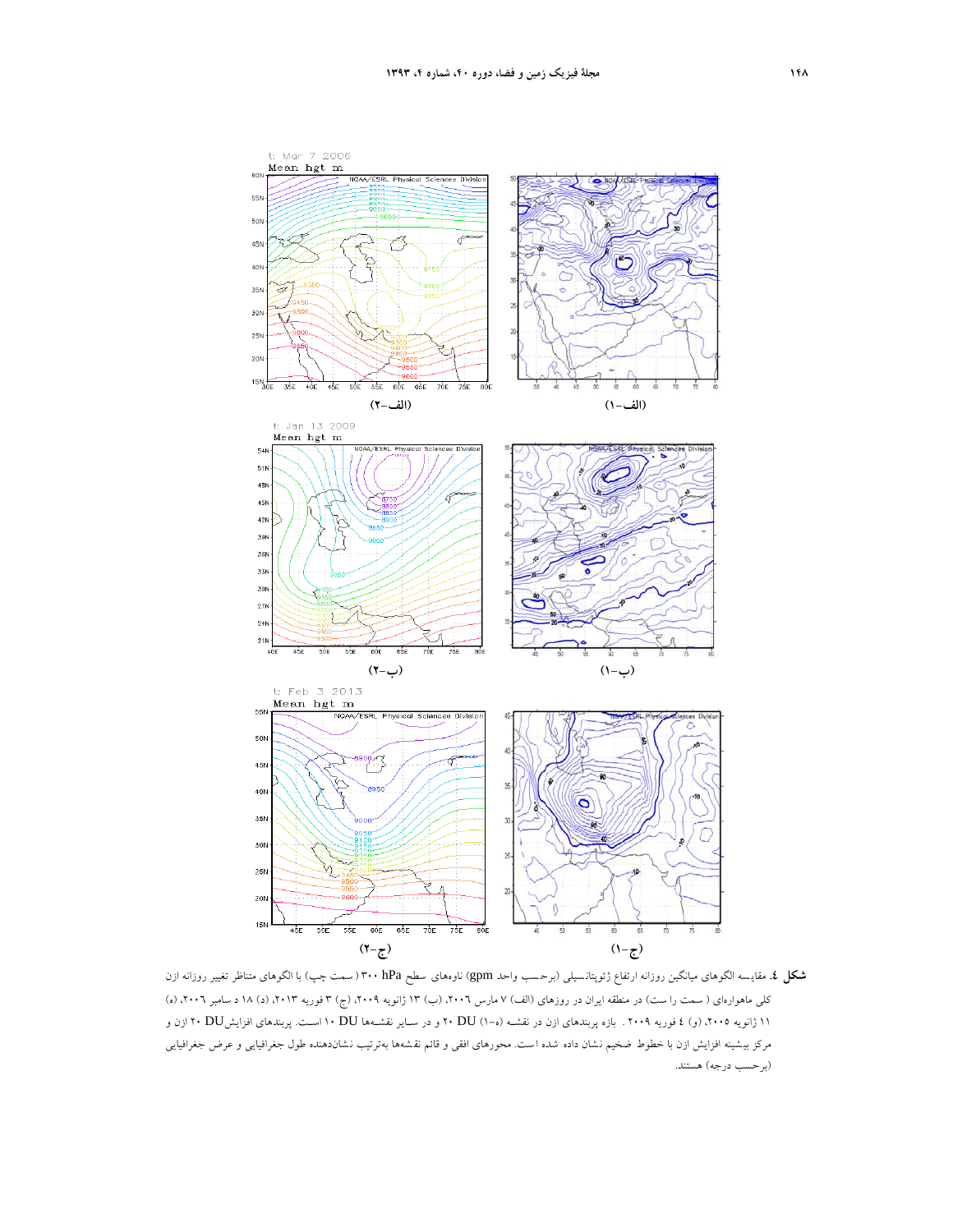(الف-۲)

(الف-۱)

(ب-۲)

(ب-۱)

(ج-۲)

(ج-۱)

**شکل ٤.** مقایسه الگوهای میانگین روزانه ارتفاع ژئوپتانسیلی (برحسب واحد gpm) ناوه‌های سطح hPa ۳۰۰ (سمت چپ) با الگوهای متناظر تغییر روزانه ازن کلی ماهواره‌ای (سمت راست) در منطقه ایران در روزهای (الف) ۷ مارس ۲۰۰۶، (ب) ۱۳ ژانویه ۲۰۰۹، (ج) ۳ فوریه ۲۰۱۳، (د) ۱۸ د سامبر ۲۰۰۶، (ه) ۱۱ ژانویه ۲۰۰۵، (و) ٤ فوریه ۲۰۰۹. بازه پربندهای ازن در نقشه (ه-۱) DU ۲۰ و در سایر نقشه‌ها DU ۱۰ است. پربندهای افزایش DU ۲۰ ازن و مرکز بیشینه افزایش ازن با خطوط ضخیم نشان داده شده است. محورهای افقی و قائم نقشه‌ها به‌ترتیب نشان‌دهنده طول جغرافیایی و عرض جغرافیایی (برحسب درجه) هستند.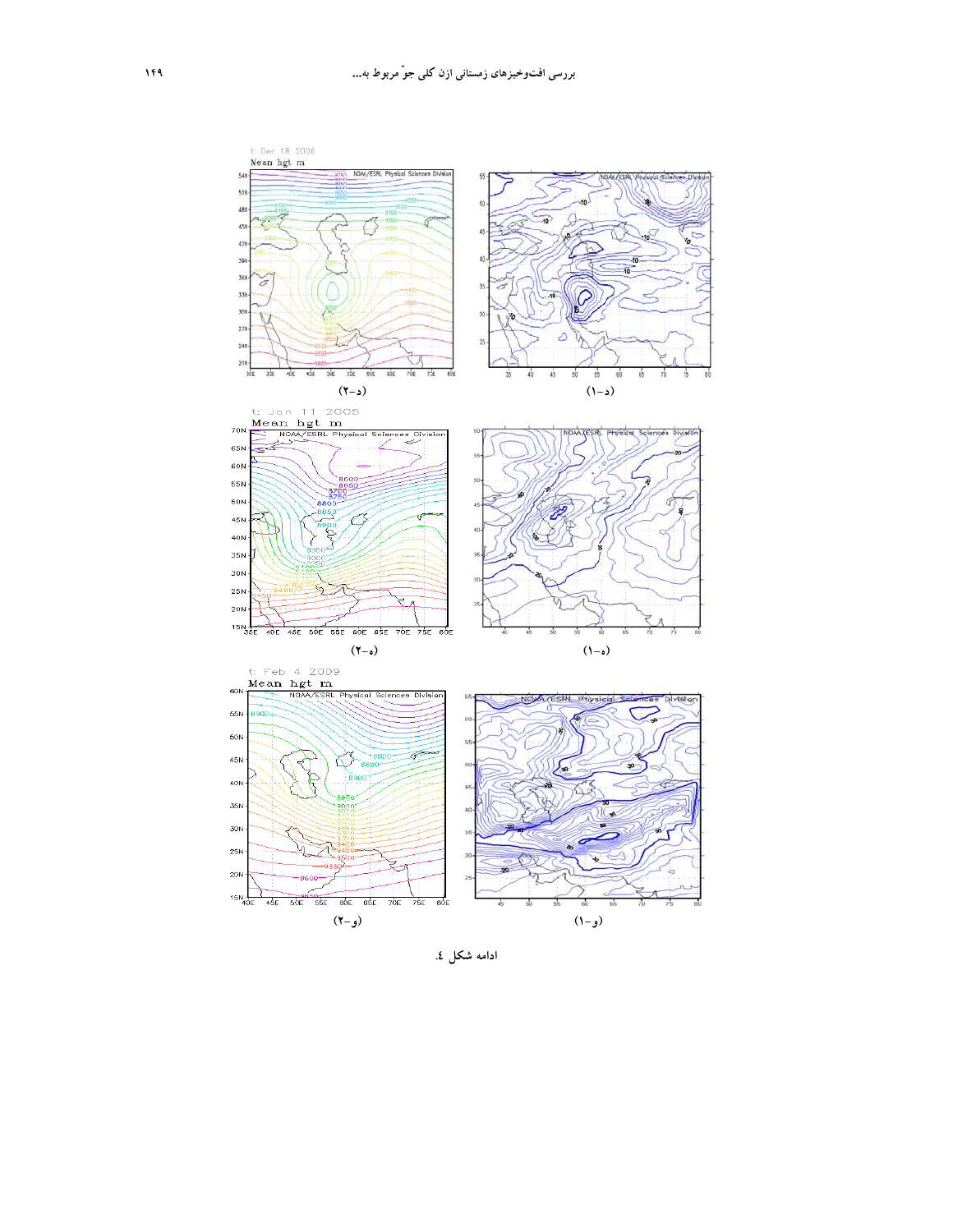(د-۲)

(د-۱)

(ه-۲)

(ه-۱)

(و-۲)

(و-۱)

ادامه شکل ٤.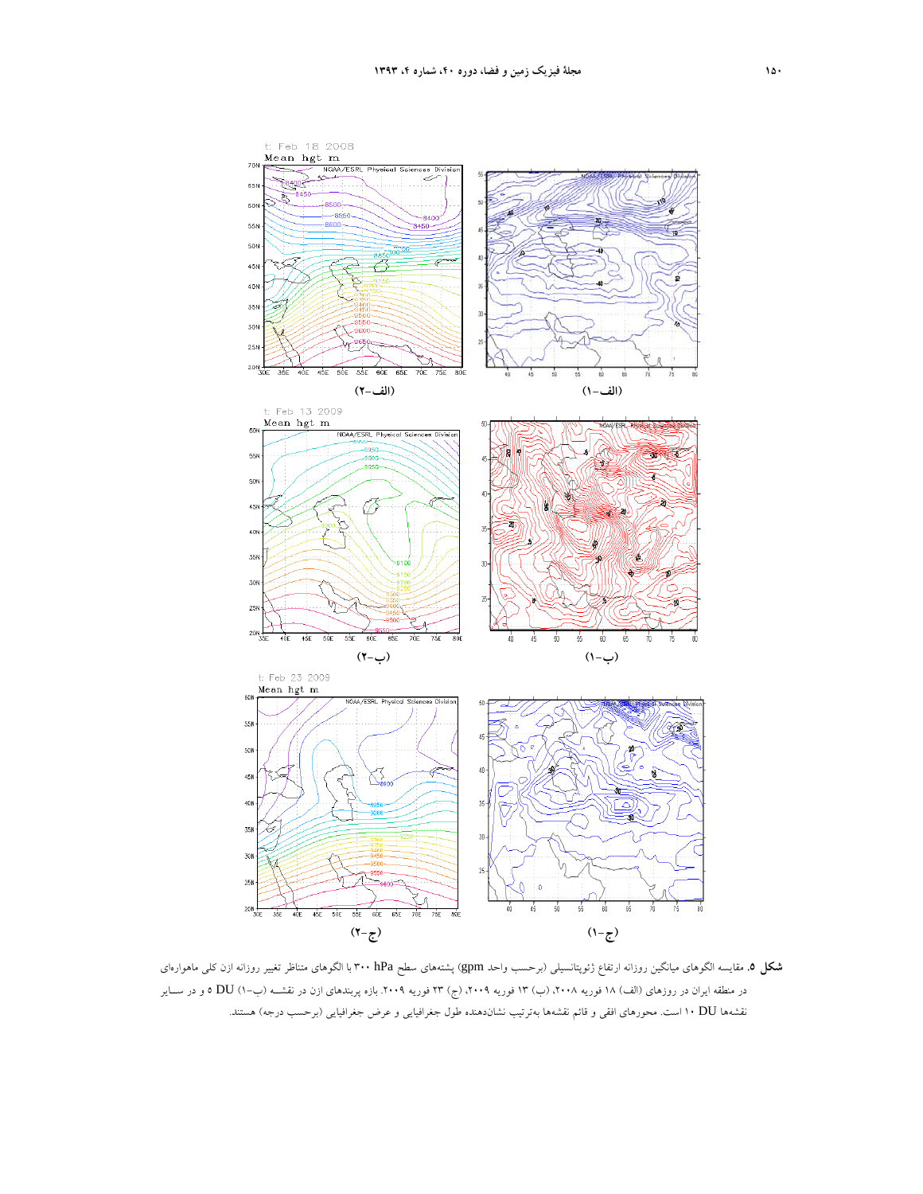(الف-۲)

(الف-۱)

(ب-۲)

(ب-۱)

(ج-۲)

(ج-۱)

**شکل ۵.** مقایسه الگوهای میانگین روزانه ارتفاع ژئوپتانسیلی (برحسب واحد gpm) پشته‌های سطح ۳۰۰ hPa با الگوهای متناظر تغییر روزانه ازن کلی ماهواره‌ای در منطقه ایران در روزهای (الف) ۱۸ فوریه ۲۰۰۸، (ب) ۱۳ فوریه ۲۰۰۹، (ج) ۲۳ فوریه ۲۰۰۹. بازه پربندهای ازن در نقشه (ب-۱) ۵ DU و در سایر نقشه‌ها ۱۰ DU است. محورهای افقی و قائم نقشه‌ها به‌ترتیب نشان‌دهنده طول جغرافیایی و عرض جغرافیایی (برحسب درجه) هستند.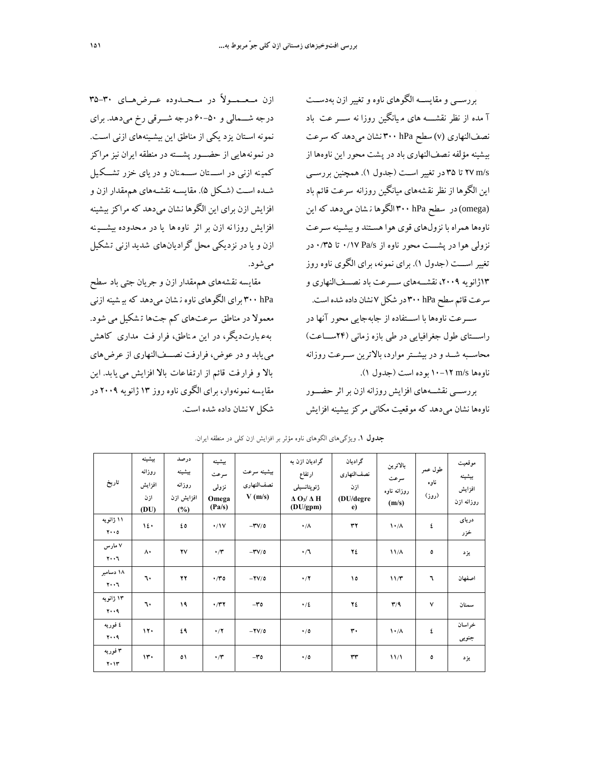بررســی و مقایســه الگوهای ناوه و تغییر ازن به‌دســت آمده از نظر نقشـــه های میانگین روزانه ســرعت باد نصف‌النهاری (v) سطح ۳۰۰ hPa نشان می‌دهد که سرعت بیشینه مؤلفه نصف‌النهاری باد در پشت محور این ناوه‌ها از ۲۷ m/s تا ۳۵ در تغییر اســت (جدول ۱). همچنین بررســی این الگوها از نظر نقشه‌های میانگین روزانه سرعت قائم باد (omega) در سطح ۳۰۰ hPa الگوها نشان می‌دهد که این ناوه‌ها همراه با نزول‌های قوی هوا هستند و بیشینه ســرعت نزولی هوا در پشـــت محور ناوه از ۰/۱۷ Pa/s تا ۰/۳۵ در تغییر اســـت (جدول ۱). برای نمونه، برای الگوی ناوه روز ۱۳ژانویه ۲۰۰۹، نقشـــه‌های ســـرعت باد نصـــف‌النهاری و سرعت قائم سطح ۳۰۰ hPa در شکل ۷ نشان داده شده است.

ســـرعت ناوه‌ها با اســـتفاده از جابه‌جایی محور آنها در راســـتای طول جغرافیایی در طی بازه زمانی (۲۴ســـاعت) محاسبه شـد و در بیشـتر موارد، بالاترین ســرعت روزانه ناوه‌ها ۱۲-۱۰ m/s بوده است (جدول ۱).

بررســـی نقشـــه‌های افزایش روزانه ازن بر اثر حضـــور ناوه‌ها نشان می‌دهد که موقعیت مکانی مرکز بیشینه افزایش ازن مـعـمـولاً در مـحـدوده عـرض‌هـای ۳۰-۳۵ درجه شـــمالی و ۵۰-۶۰ درجه شـــرقی رخ می‌دهد. برای نمونه استان یزد یکی از مناطق این بیشینه‌های ازنی است. در نمونه‌هایی از حضـــور پشـــته در منطقه ایران نیز مراکز کمینه ازنی در اســـتان ســـمنان و دریای خزر تشـــکیل شـده است (شـکل ۵). مقایسـه نقشـه‌های هم‌مقدار ازن و افزایش ازن برای این الگوها نشان می‌دهد که مراکز بیشینه افزایش روزانه ازن بر اثر ناوه‌ها یا در محدوده بیشـــینه ازن و یا در نزدیکی محل گرادیان‌های شدید ازنی تشکیل می‌شود.

مقایسه نقشه‌های هم‌مقدار ازن و جریان جتی باد سطح ۳۰۰ hPa برای الگوهای ناوه نشان می‌دهد که بیشینه ازنی معمولا در مناطق سرعت‌های کم جت‌ها تشکیل می شود. به‌عبارت‌دیگر، در این مناطق، فرارفت مداری کاهش می‌یابد و در عوض، فرارفت نصـــف‌النهاری از عرض‌های بالا و فرارفت قائم از ارتفاعات بالا افزایش می یابد. این مقایسه نمونه‌وار، برای الگوی ناوه روز ۱۳ ژانویه ۲۰۰۹ در شکل ۷ نشان داده شده است.

**جدول ۱.** ویژگی‌های الگوهای ناوه مؤثر بر افزایش ازن کلی در منطقه ایران.

| موقعیت بیشینه افزایش روزانه ازن | طول عمر ناوه (روز) | بالاترین سرعت روزانه ناوه (m/s) | گرادیان نصف‌النهاری ازن (DU/degree) | گرادیان ازن به ارتفاع ژئوپتانسیلی $\Delta O_3/\Delta H$ (DU/gpm) | بیشینه سرعت نصف‌النهاری V (m/s) | بیشینه سرعت نزولی Omega (Pa/s) | درصد بیشینه روزانه افزایش ازن (%) | بیشینه روزانه افزایش ازن (DU) | تاریخ |
|---|---|---|---|---|---|---|---|---|---|
| دریای خزر | ٤ | ۱۰/۸ | ۳۲ | ۰/۸ | -۳۷/۵ | ۰/۱۷ | ٤٥ | ۱٤۰ | ۱۱ ژانویه ۲۰۰۵ |
| یزد | ٥ | ۱۱/۸ | ۲٤ | ۰/٦ | -۳۷/۵ | ۰/۳ | ۲۷ | ۸۰ | ۷ مارس ۲۰۰٦ |
| اصفهان | ٦ | ۱۱/۳ | ۱٥ | ۰/۲ | -۲۷/۵ | ۰/۳٥ | ۲۲ | ٦۰ | ۱۸ دسامبر ۲۰۰٦ |
| سمنان | ۷ | ۳/۹ | ۲٤ | ۰/٤ | -۳٥ | ۰/۳۲ | ۱۹ | ٦۰ | ۱۳ ژانویه ۲۰۰۹ |
| خراسان جنوبی | ٤ | ۱۰/۸ | ۳۰ | ۰/٥ | -۲۷/۵ | ۰/۲ | ٤۹ | ۱۲۰ | ٤ فوریه ۲۰۰۹ |
| یزد | ٥ | ۱۱/۱ | ۳۳ | ۰/٥ | -۳٥ | ۰/۳ | ٥۱ | ۱۳۰ | ۳ فوریه ۲۰۱۳ |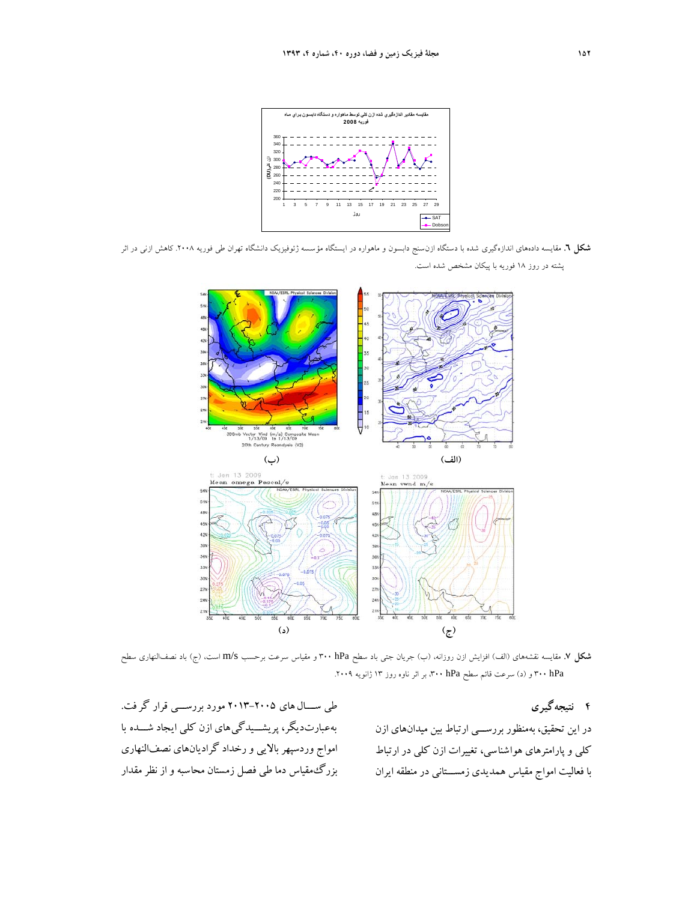**شکل ٦.** مقایسه داده‌های اندازه‌گیری شده با دستگاه ازن‌سنج دابسون و ماهواره در ایستگاه مؤسسه ژئوفیزیک دانشگاه تهران طی فوریه ۲۰۰۸. کاهش ازنی در اثر پشته در روز ۱۸ فوریه با پیکان مشخص شده است.

**شکل ۷.** مقایسه نقشه‌های (الف) افزایش ازن روزانه، (ب) جریان جتی باد سطح ۳۰۰ hPa و مقیاس سرعت برحسب m/s است، (ج) باد نصف‌النهاری سطح ۳۰۰ hPa و (د) سرعت قائم سطح ۳۰۰ hPa، بر اثر ناوه روز ۱۳ ژانویه ۲۰۰۹.

## ۴ نتیجه‌گیری

در این تحقیق، به‌منظور بررســی ارتباط بین میدان‌های ازن کلی و پارامترهای هواشناسی، تغییرات ازن کلی در ارتباط با فعالیت امواج مقیاس همدیدی زمســتانی در منطقه ایران طی ســال‌های ۲۰۰۵-۲۰۱۳ مورد بررســی قرار گرفت. به‌عبارت‌دیگر، پریشــیدگی‌های ازن کلی ایجاد شــده با امواج وردسپهر بالایی و رخداد گرادیان‌های نصف‌النهاری بزرگ‌مقیاس دما طی فصل زمستان محاسبه و از نظر مقدار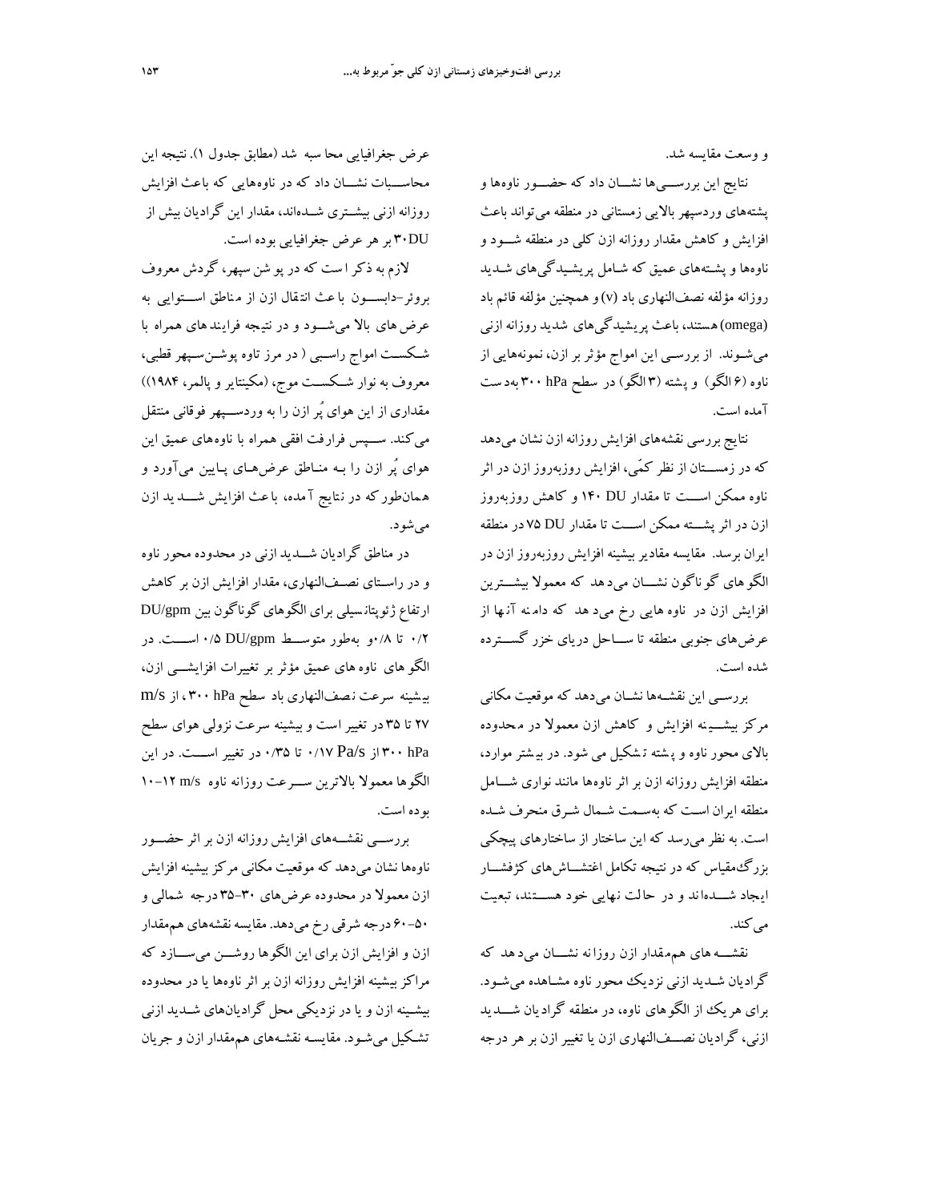و وسعت مقایسه شد.

نتایج این بررسی‌ها نشان داد که حضور ناوه‌ها و پشته‌های وردسپهر بالایی زمستانی در منطقه می‌تواند باعث افزایش و کاهش مقدار روزانه ازن کلی در منطقه شود و ناوه‌ها و پشته‌های عمیق که شامل پریشیدگی‌های شدید روزانه مؤلفه نصف‌النهاری باد (v) و همچنین مؤلفه قائم باد (omega) هستند، باعث پریشیدگی‌های شدید روزانه ازنی می‌شوند. از بررسی این امواج مؤثر بر ازن، نمونه‌هایی از ناوه (۶ الگو) و پشته (۳ الگو) در سطح ۳۰۰ hPa به‌دست آمده است.

نتایج بررسی نقشه‌های افزایش روزانه ازن نشان می‌دهد که در زمستان از نظر کمّی، افزایش روزبه‌روز ازن در اثر ناوه ممکن است تا مقدار ۱۴۰ DU و کاهش روزبه‌روز ازن در اثر پشته ممکن است تا مقدار ۷۵ DU در منطقه ایران برسد. مقایسه مقادیر بیشینه افزایش روزبه‌روز ازن در الگوهای گوناگون نشان می‌دهد که معمولا بیشترین افزایش ازن در ناوه‌هایی رخ می‌دهد که دامنه آنها از عرض‌های جنوبی منطقه تا سواحل دریای خزر گسترده شده است.

بررسی این نقشه‌ها نشان می‌دهد که موقعیت مکانی مرکز بیشینه افزایش و کاهش ازن معمولا در محدوده بالای محور ناوه و پشته تشکیل می‌شود. در بیشتر موارد، منطقه افزایش روزانه ازن بر اثر ناوه‌ها مانند نواری شامل منطقه ایران است که به‌سمت شمال شرق منحرف شده است. به نظر می‌رسد که این ساختار از ساختارهای پیچکی بزرگ‌مقیاس که در نتیجه تکامل اغتشاش‌های کژفشار ایجاد شده‌اند و در حالت نهایی خود هستند، تبعیت می‌کند.

نقشه‌های هم‌مقدار ازن روزانه نشان می‌دهد که گرادیان شدید ازنی نزدیک محور ناوه مشاهده می‌شود. برای هریک از الگوهای ناوه، در منطقه گرادیان شدید ازنی، گرادیان نصف‌النهاری ازن یا تغییر ازن بر هر درجه عرض جغرافیایی محاسبه شد (مطابق جدول ۱). نتیجه این محاسبات نشان داد که در ناوه‌هایی که باعث افزایش روزانه ازنی بیشتری شده‌اند، مقدار این گرادیان بیش از ۳۰DU بر هر عرض جغرافیایی بوده است.

لازم به ذکر است که در پوشن‌سپهر، گردش معروف بروئر-دابسون باعث انتقال ازن از مناطق استوایی به عرض‌های بالا می‌شود و در نتیجه فرایندهای همراه با شکست امواج راسبی (در مرز تاوه پوشن‌سپهر قطبی، معروف به نوار شکست موج، (مکینتایر و پالمر، ۱۹۸۴)) مقداری از این هوای پُر ازن را به وردسپهر فوقانی منتقل می‌کند. سپس فرارفت افقی همراه با ناوه‌های عمیق این هوای پُر ازن را به مناطق عرض‌های پایین می‌آورد و همان‌طور که در نتایج آمده، باعث افزایش شدید ازن می‌شود.

در مناطق گرادیان شدید ازنی در محدوده محور ناوه و در راستای نصف‌النهاری، مقدار افزایش ازن بر کاهش ارتفاع ژئوپتانسیلی برای الگوهای گوناگون بین DU/gpm ۰/۲ تا ۰/۸ و به‌طور متوسط DU/gpm ۰/۵ است. در الگوهای ناوه‌های عمیق مؤثر بر تغییرات افزایشی ازن، بیشینه سرعت نصف‌النهاری باد سطح ۳۰۰ hPa، از m/s ۲۷ تا ۳۵ در تغییر است و بیشینه سرعت نزولی هوای سطح ۳۰۰ hPa از Pa/s ۰/۱۷ تا ۰/۳۵ در تغییر است. در این الگوها معمولا بالاترین سرعت روزانه ناوه m/s ۱۲-۱۰ بوده است.

بررسی نقشه‌های افزایش روزانه ازن بر اثر حضور ناوه‌ها نشان می‌دهد که موقعیت مکانی مرکز بیشینه افزایش ازن معمولا در محدوده عرض‌های ۳۰-۳۵ درجه شمالی و ۵۰-۶۰ درجه شرقی رخ می‌دهد. مقایسه نقشه‌های هم‌مقدار ازن و افزایش ازن برای این الگوها روشن می‌سازد که مراکز بیشینه افزایش روزانه ازن بر اثر ناوه‌ها یا در محدوده بیشینه ازن و یا در نزدیکی محل گرادیان‌های شدید ازنی تشکیل می‌شود. مقایسه نقشه‌های هم‌مقدار ازن و جریان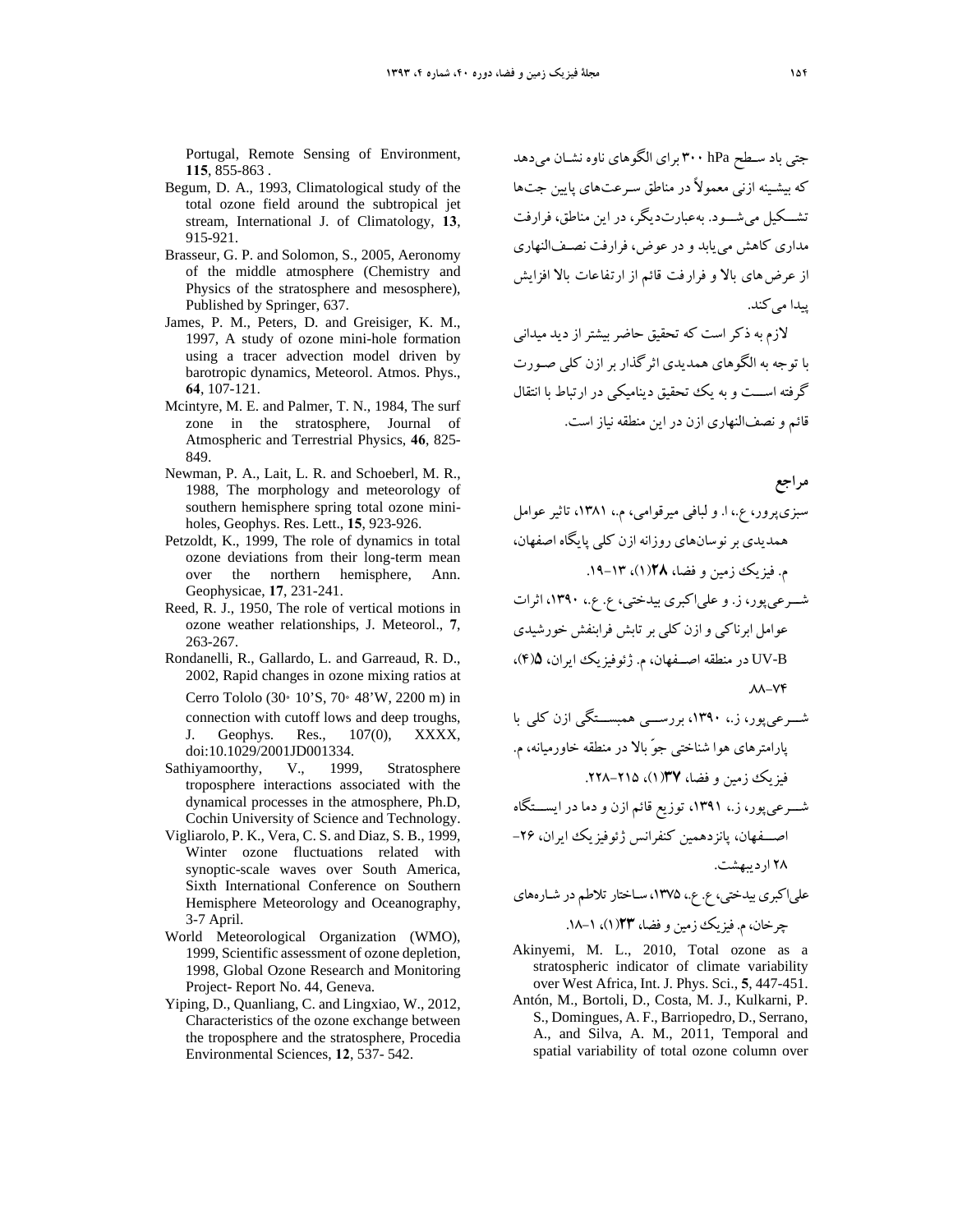جتی باد سطح ۳۰۰ hPa برای الگوهای ناوه نشان می‌دهد که بیشینه ازنی معمولاً در مناطق سرعت‌های پایین جت‌ها تشکیل می‌شود. به‌عبارت‌دیگر، در این مناطق، فرارفت مداری کاهش می‌یابد و در عوض، فرارفت نصف‌النهاری از عرض‌های بالا و فرارفت قائم از ارتفاعات بالا افزایش پیدا می‌کند.

لازم به ذکر است که تحقیق حاضر بیشتر از دید میدانی با توجه به الگوهای همدیدی اثرگذار بر ازن کلی صورت گرفته است و به یک تحقیق دینامیکی در ارتباط با انتقال قائم و نصف‌النهاری ازن در این منطقه نیاز است.

## مراجع

سبزی‌پرور، ع.، ا. و لبافی میرقوامی، م.، ۱۳۸۱، تاثیر عوامل همدیدی بر نوسان‌های روزانه ازن کلی پایگاه ازن کلی اصفهان، م. فیزیک زمین و فضا، **۲۸**(۱)، ۱۳-۱۹.

شرعی‌پور، ز. و علی‌اکبری بیدختی، ع.ع.، ۱۳۹۰، اثرات عوامل ابرناکی و ازن کلی بر تابش فرابنفش خورشیدی UV-B در منطقه اصفهان، م. ژئوفیزیک ایران، **۵**(۴)، ۷۴-۸۸.

شرعی‌پور، ز.، ۱۳۹۰، بررسی همبستگی ازن کلی با پارامترهای هوا شناختی جوّ بالا در منطقه خاورمیانه، م. فیزیک زمین و فضا، **۳۷**(۱)، ۲۱۵-۲۲۸.

شرعی‌پور، ز.، ۱۳۹۱، توزیع قائم ازن و دما در ایستگاه اصفهان، پانزدهمین کنفرانس ژئوفیزیک ایران، ۲۶-۲۸ اردیبهشت.

علی‌اکبری بیدختی، ع.ع.، ۱۳۷۵، ساختار تلاطم در شاره‌های چرخان، م. فیزیک زمین و فضا، **۲۳**(۱)، ۱-۱۸.

Akinyemi, M. L., 2010, Total ozone as a stratospheric indicator of climate variability over West Africa, Int. J. Phys. Sci., **5**, 447-451.

Antón, M., Bortoli, D., Costa, M. J., Kulkarni, P. S., Domingues, A. F., Barriopedro, D., Serrano, A., and Silva, A. M., 2011, Temporal and spatial variability of total ozone column over Portugal, Remote Sensing of Environment, **115**, 855-863 .

Begum, D. A., 1993, Climatological study of the total ozone field around the subtropical jet stream, International J. of Climatology, **13**, 915-921.

Brasseur, G. P. and Solomon, S., 2005, Aeronomy of the middle atmosphere (Chemistry and Physics of the stratosphere and mesosphere), Published by Springer, 637.

James, P. M., Peters, D. and Greisiger, K. M., 1997, A study of ozone mini-hole formation using a tracer advection model driven by barotropic dynamics, Meteorol. Atmos. Phys., **64**, 107-121.

Mcintyre, M. E. and Palmer, T. N., 1984, The surf zone in the stratosphere, Journal of Atmospheric and Terrestrial Physics, **46**, 825-849.

Newman, P. A., Lait, L. R. and Schoeberl, M. R., 1988, The morphology and meteorology of southern hemisphere spring total ozone mini-holes, Geophys. Res. Lett., **15**, 923-926.

Petzoldt, K., 1999, The role of dynamics in total ozone deviations from their long-term mean over the northern hemisphere, Ann. Geophysicae, **17**, 231-241.

Reed, R. J., 1950, The role of vertical motions in ozone weather relationships, J. Meteorol., **7**, 263-267.

Rondanelli, R., Gallardo, L. and Garreaud, R. D., 2002, Rapid changes in ozone mixing ratios at Cerro Tololo (30◦ 10'S, 70◦ 48'W, 2200 m) in connection with cutoff lows and deep troughs, J. Geophys. Res., 107(0), XXXX, doi:10.1029/2001JD001334.

Sathiyamoorthy, V., 1999, Stratosphere troposphere interactions associated with the dynamical processes in the atmosphere, Ph.D, Cochin University of Science and Technology.

Vigliarolo, P. K., Vera, C. S. and Diaz, S. B., 1999, Winter ozone fluctuations related with synoptic-scale waves over South America, Sixth International Conference on Southern Hemisphere Meteorology and Oceanography, 3-7 April.

World Meteorological Organization (WMO), 1999, Scientific assessment of ozone depletion, 1998, Global Ozone Research and Monitoring Project- Report No. 44, Geneva.

Yiping, D., Quanliang, C. and Lingxiao, W., 2012, Characteristics of the ozone exchange between the troposphere and the stratosphere, Procedia Environmental Sciences, **12**, 537- 542.